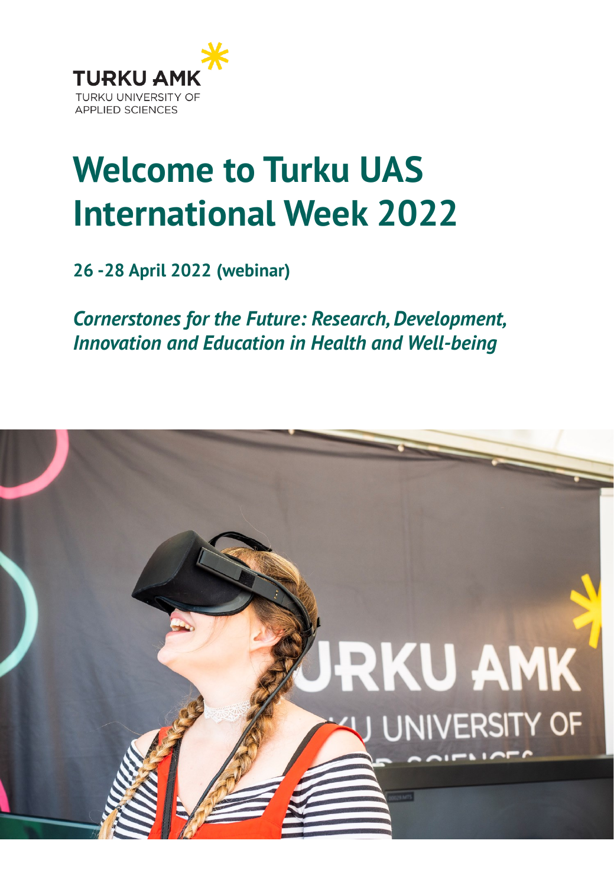TURKU AMK
TURKU UNIVERSITY OF
APPLIED SCIENCES

# Welcome to Turku UAS International Week 2022

**26 -28 April 2022 (webinar)**

***Cornerstones for the Future: Research, Development, Innovation and Education in Health and Well-being***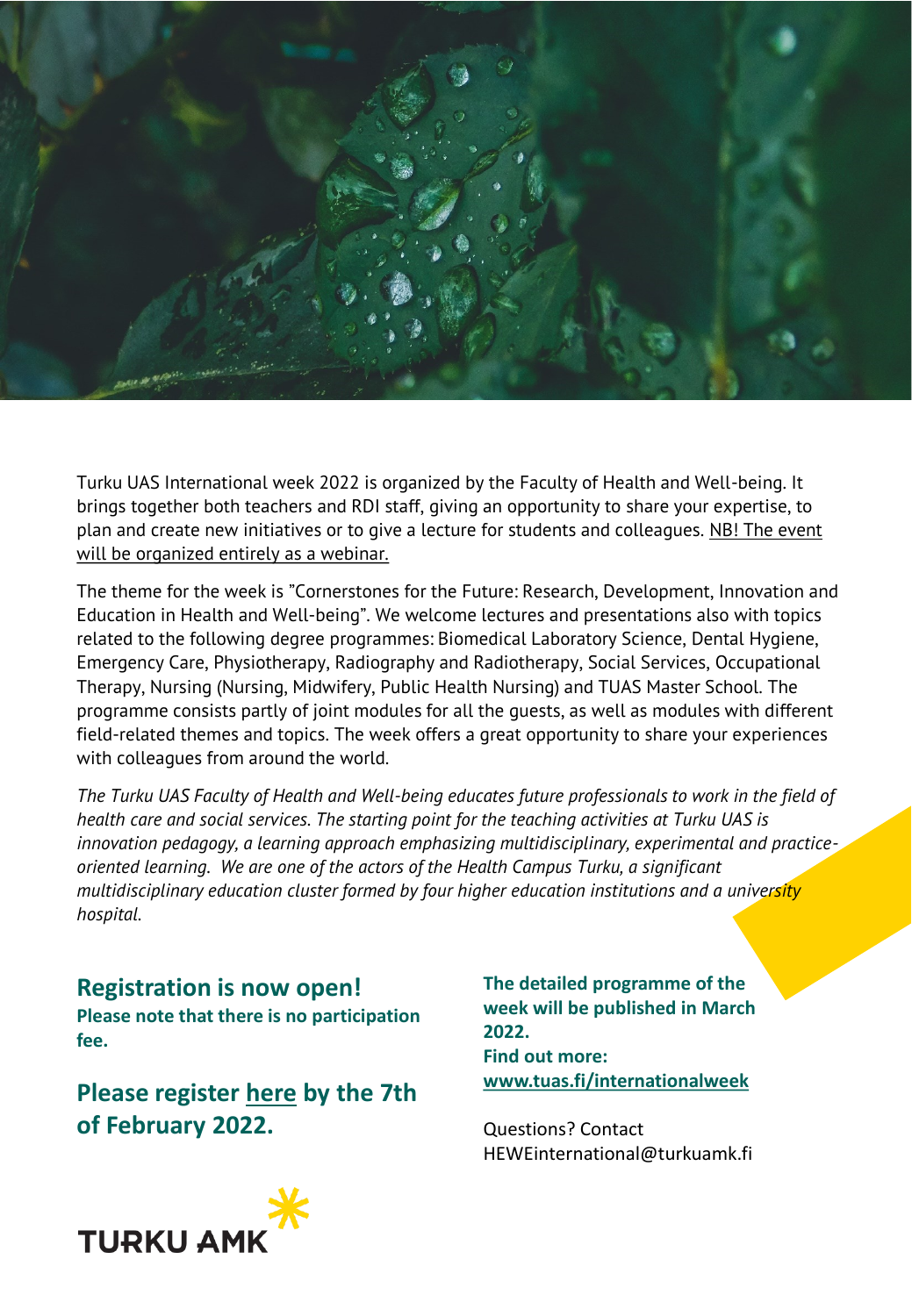Turku UAS International week 2022 is organized by the Faculty of Health and Well-being. It brings together both teachers and RDI staff, giving an opportunity to share your expertise, to plan and create new initiatives or to give a lecture for students and colleagues. NB! The event will be organized entirely as a webinar.

The theme for the week is ”Cornerstones for the Future: Research, Development, Innovation and Education in Health and Well-being”. We welcome lectures and presentations also with topics related to the following degree programmes: Biomedical Laboratory Science, Dental Hygiene, Emergency Care, Physiotherapy, Radiography and Radiotherapy, Social Services, Occupational Therapy, Nursing (Nursing, Midwifery, Public Health Nursing) and TUAS Master School. The programme consists partly of joint modules for all the guests, as well as modules with different field-related themes and topics. The week offers a great opportunity to share your experiences with colleagues from around the world.

*The Turku UAS Faculty of Health and Well-being educates future professionals to work in the field of health care and social services. The starting point for the teaching activities at Turku UAS is innovation pedagogy, a learning approach emphasizing multidisciplinary, experimental and practice-oriented learning. We are one of the actors of the Health Campus Turku, a significant multidisciplinary education cluster formed by four higher education institutions and a university hospital.*

## Registration is now open!

**Please note that there is no participation fee.**

## Please register here by the 7th of February 2022.

**The detailed programme of the week will be published in March 2022.**
**Find out more: www.tuas.fi/internationalweek**

Questions? Contact HEWEInternational@turkuamk.fi

TURKU AMK